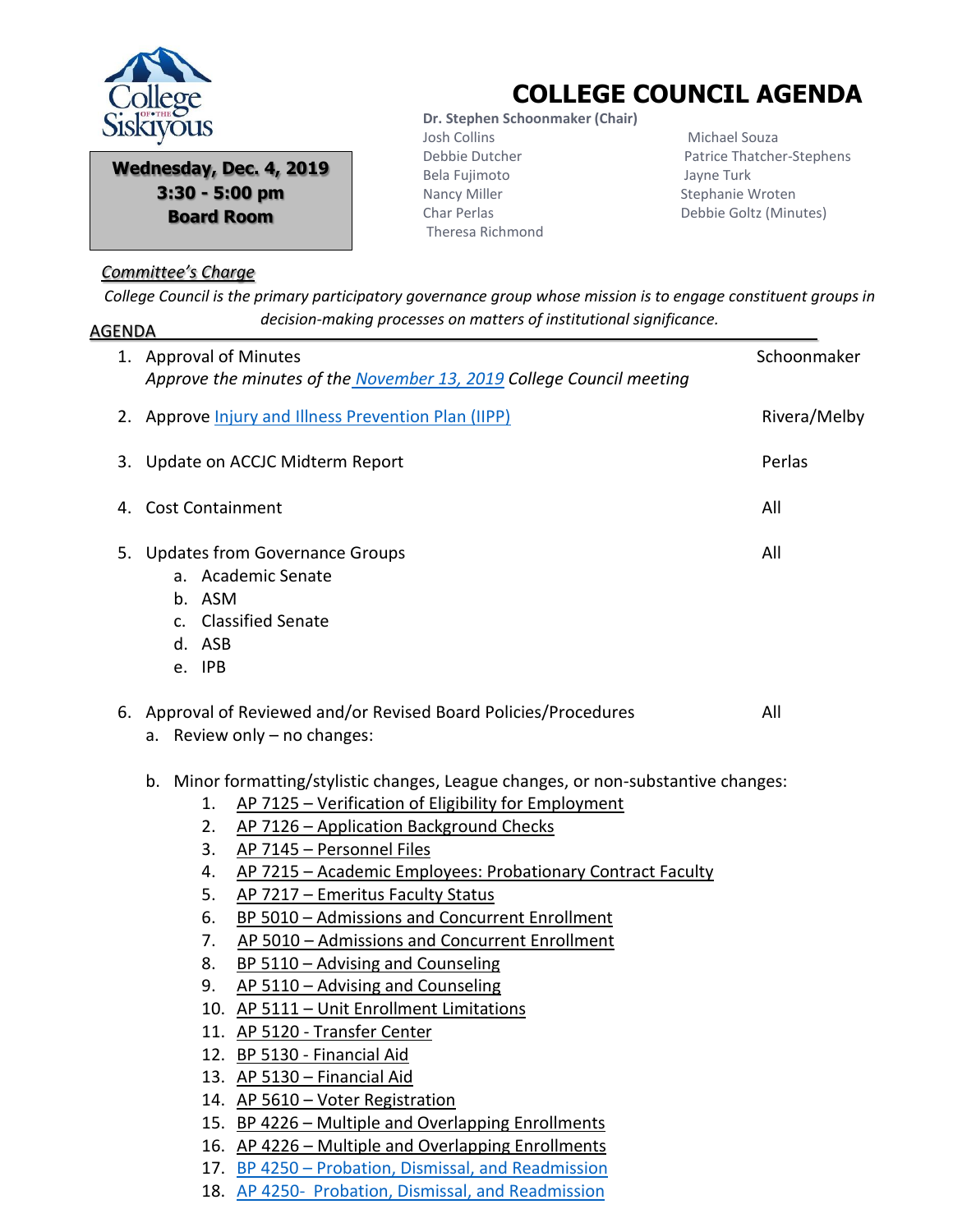College of the Siskiyous

**Wednesday, Dec. 4, 2019**
**3:30 - 5:00 pm**
**Board Room**

# COLLEGE COUNCIL AGENDA

**Dr. Stephen Schoonmaker (Chair)**
Josh Collins
Debbie Dutcher
Bela Fujimoto
Nancy Miller
Char Perlas
Theresa Richmond
Michael Souza
Patrice Thatcher-Stephens
Jayne Turk
Stephanie Wroten
Debbie Goltz (Minutes)

***Committee's Charge***

*College Council is the primary participatory governance group whose mission is to engage constituent groups in decision-making processes on matters of institutional significance.*

## AGENDA

1. Approval of Minutes — Schoonmaker
   *Approve the minutes of the November 13, 2019 College Council meeting*

2. Approve Injury and Illness Prevention Plan (IIPP) — Rivera/Melby

3. Update on ACCJC Midterm Report — Perlas

4. Cost Containment — All

5. Updates from Governance Groups — All
   a. Academic Senate
   b. ASM
   c. Classified Senate
   d. ASB
   e. IPB

6. Approval of Reviewed and/or Revised Board Policies/Procedures — All
   a. Review only – no changes:

   b. Minor formatting/stylistic changes, League changes, or non-substantive changes:
      1. AP 7125 – Verification of Eligibility for Employment
      2. AP 7126 – Application Background Checks
      3. AP 7145 – Personnel Files
      4. AP 7215 – Academic Employees: Probationary Contract Faculty
      5. AP 7217 – Emeritus Faculty Status
      6. BP 5010 – Admissions and Concurrent Enrollment
      7. AP 5010 – Admissions and Concurrent Enrollment
      8. BP 5110 – Advising and Counseling
      9. AP 5110 – Advising and Counseling
      10. AP 5111 – Unit Enrollment Limitations
      11. AP 5120 - Transfer Center
      12. BP 5130 - Financial Aid
      13. AP 5130 – Financial Aid
      14. AP 5610 – Voter Registration
      15. BP 4226 – Multiple and Overlapping Enrollments
      16. AP 4226 – Multiple and Overlapping Enrollments
      17. BP 4250 – Probation, Dismissal, and Readmission
      18. AP 4250- Probation, Dismissal, and Readmission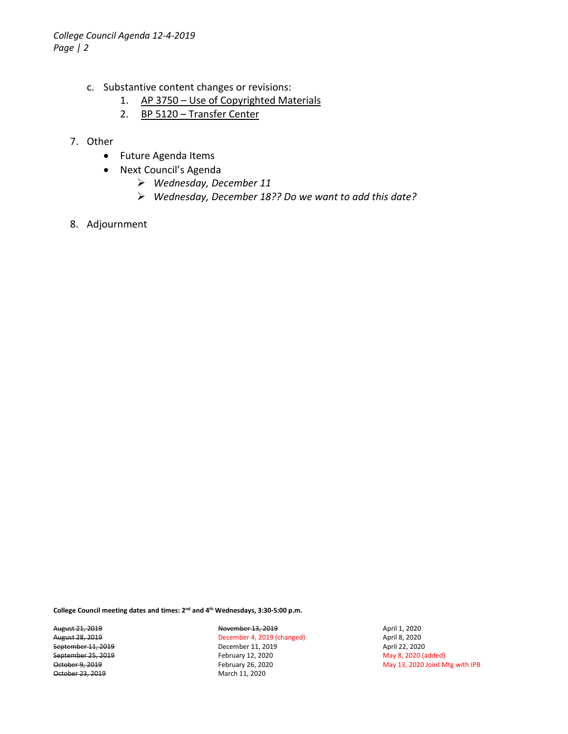c. Substantive content changes or revisions:
   1. AP 3750 – Use of Copyrighted Materials
   2. BP 5120 – Transfer Center

7. Other
   - Future Agenda Items
   - Next Council's Agenda
     - *Wednesday, December 11*
     - *Wednesday, December 18?? Do we want to add this date?*

8. Adjournment

**College Council meeting dates and times: 2nd and 4th Wednesdays, 3:30-5:00 p.m.**

| | | |
|---|---|---|
| ~~August 21, 2019~~ | ~~November 13, 2019~~ | April 1, 2020 |
| ~~August 28, 2019~~ | December 4, 2019 (changed) | April 8, 2020 |
| ~~September 11, 2019~~ | December 11, 2019 | April 22, 2020 |
| ~~September 25, 2019~~ | February 12, 2020 | May 8, 2020 (added) |
| ~~October 9, 2019~~ | February 26, 2020 | May 13, 2020 Joint Mtg with IPB |
| ~~October 23, 2019~~ | March 11, 2020 | |